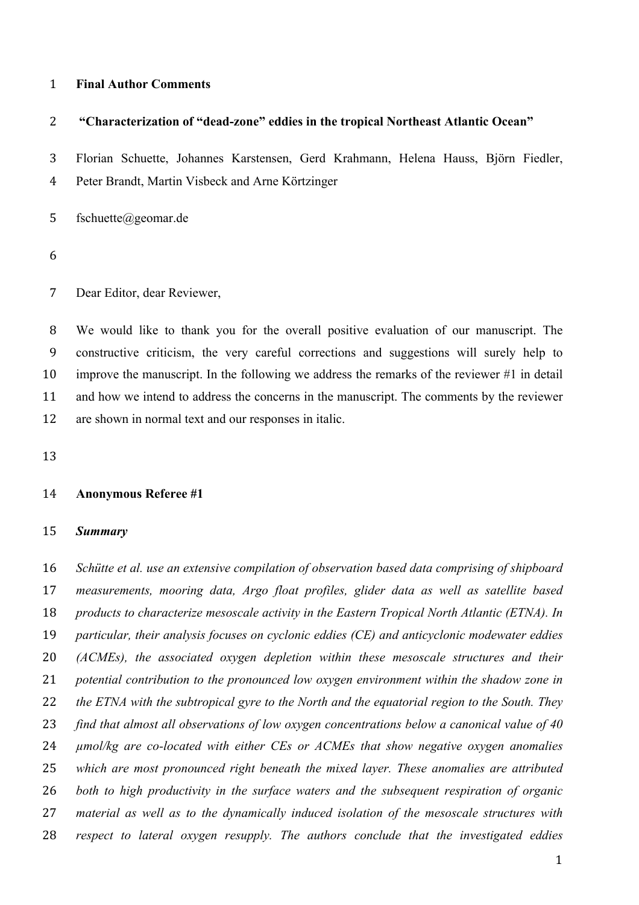**Final Author Comments**

**"Characterization of "dead-zone" eddies in the tropical Northeast Atlantic Ocean"**

Florian Schuette, Johannes Karstensen, Gerd Krahmann, Helena Hauss, Björn Fiedler, Peter Brandt, Martin Visbeck and Arne Körtzinger

fschuette@geomar.de

Dear Editor, dear Reviewer,

We would like to thank you for the overall positive evaluation of our manuscript. The constructive criticism, the very careful corrections and suggestions will surely help to improve the manuscript. In the following we address the remarks of the reviewer #1 in detail and how we intend to address the concerns in the manuscript. The comments by the reviewer are shown in normal text and our responses in italic.

**Anonymous Referee #1**

***Summary***

*Schütte et al. use an extensive compilation of observation based data comprising of shipboard measurements, mooring data, Argo float profiles, glider data as well as satellite based products to characterize mesoscale activity in the Eastern Tropical North Atlantic (ETNA). In particular, their analysis focuses on cyclonic eddies (CE) and anticyclonic modewater eddies (ACMEs), the associated oxygen depletion within these mesoscale structures and their potential contribution to the pronounced low oxygen environment within the shadow zone in the ETNA with the subtropical gyre to the North and the equatorial region to the South. They find that almost all observations of low oxygen concentrations below a canonical value of 40 µmol/kg are co-located with either CEs or ACMEs that show negative oxygen anomalies which are most pronounced right beneath the mixed layer. These anomalies are attributed both to high productivity in the surface waters and the subsequent respiration of organic material as well as to the dynamically induced isolation of the mesoscale structures with respect to lateral oxygen resupply. The authors conclude that the investigated eddies*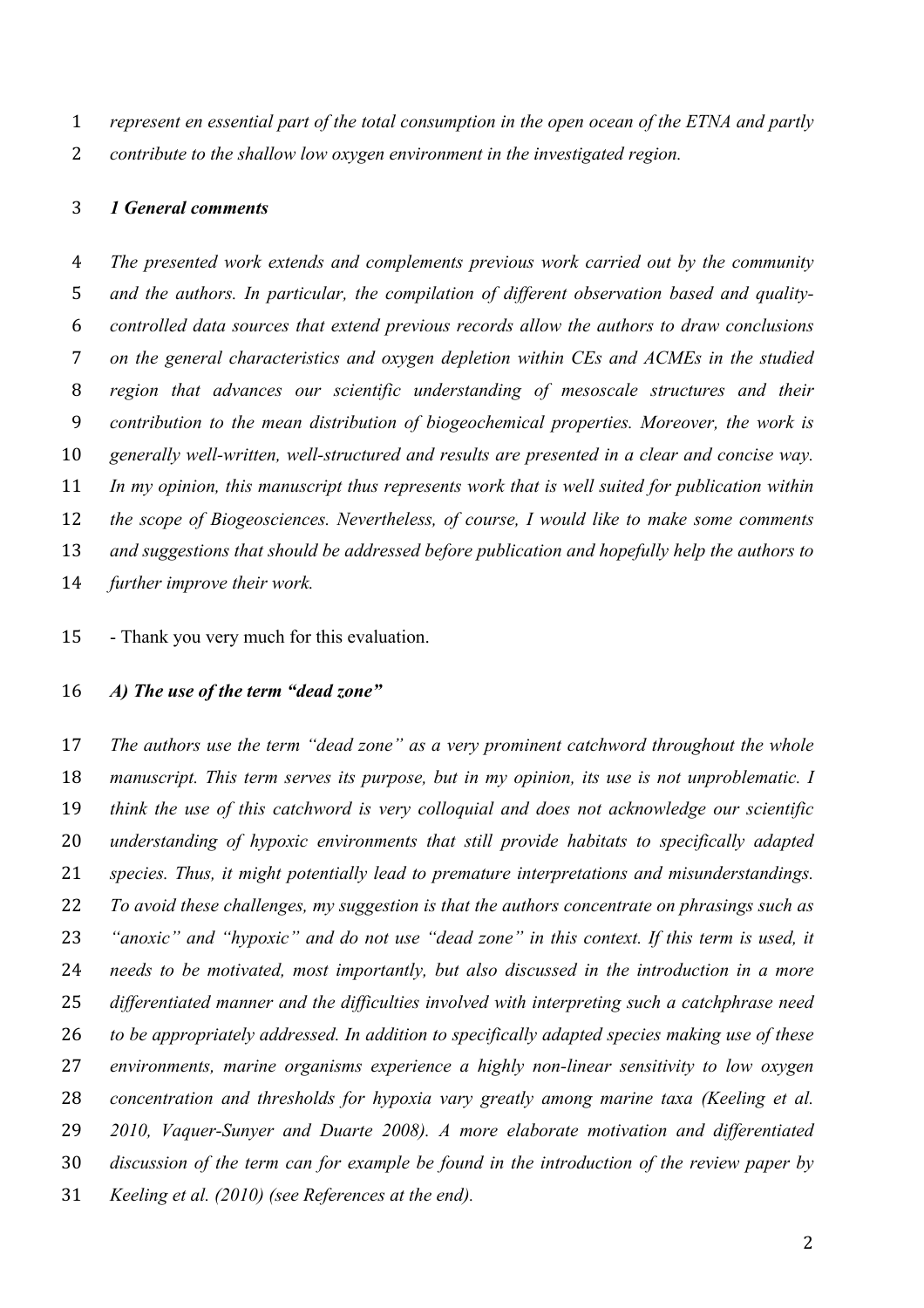*represent en essential part of the total consumption in the open ocean of the ETNA and partly contribute to the shallow low oxygen environment in the investigated region.*

***1 General comments***

*The presented work extends and complements previous work carried out by the community and the authors. In particular, the compilation of different observation based and quality-controlled data sources that extend previous records allow the authors to draw conclusions on the general characteristics and oxygen depletion within CEs and ACMEs in the studied region that advances our scientific understanding of mesoscale structures and their contribution to the mean distribution of biogeochemical properties. Moreover, the work is generally well-written, well-structured and results are presented in a clear and concise way. In my opinion, this manuscript thus represents work that is well suited for publication within the scope of Biogeosciences. Nevertheless, of course, I would like to make some comments and suggestions that should be addressed before publication and hopefully help the authors to further improve their work.*

- Thank you very much for this evaluation.

***A) The use of the term "dead zone"***

*The authors use the term "dead zone" as a very prominent catchword throughout the whole manuscript. This term serves its purpose, but in my opinion, its use is not unproblematic. I think the use of this catchword is very colloquial and does not acknowledge our scientific understanding of hypoxic environments that still provide habitats to specifically adapted species. Thus, it might potentially lead to premature interpretations and misunderstandings. To avoid these challenges, my suggestion is that the authors concentrate on phrasings such as "anoxic" and "hypoxic" and do not use "dead zone" in this context. If this term is used, it needs to be motivated, most importantly, but also discussed in the introduction in a more differentiated manner and the difficulties involved with interpreting such a catchphrase need to be appropriately addressed. In addition to specifically adapted species making use of these environments, marine organisms experience a highly non-linear sensitivity to low oxygen concentration and thresholds for hypoxia vary greatly among marine taxa (Keeling et al. 2010, Vaquer-Sunyer and Duarte 2008). A more elaborate motivation and differentiated discussion of the term can for example be found in the introduction of the review paper by Keeling et al. (2010) (see References at the end).*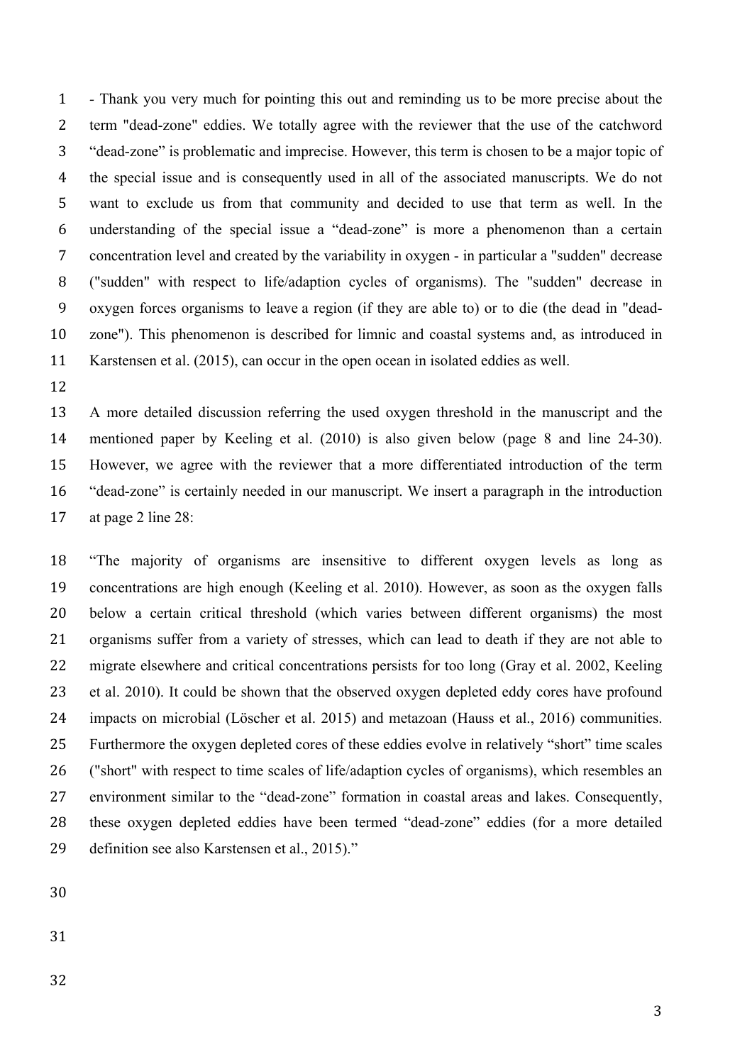- Thank you very much for pointing this out and reminding us to be more precise about the term "dead-zone" eddies. We totally agree with the reviewer that the use of the catchword “dead-zone” is problematic and imprecise. However, this term is chosen to be a major topic of the special issue and is consequently used in all of the associated manuscripts. We do not want to exclude us from that community and decided to use that term as well. In the understanding of the special issue a “dead-zone” is more a phenomenon than a certain concentration level and created by the variability in oxygen - in particular a "sudden" decrease ("sudden" with respect to life/adaption cycles of organisms). The "sudden" decrease in oxygen forces organisms to leave a region (if they are able to) or to die (the dead in "dead-zone"). This phenomenon is described for limnic and coastal systems and, as introduced in Karstensen et al. (2015), can occur in the open ocean in isolated eddies as well.

A more detailed discussion referring the used oxygen threshold in the manuscript and the mentioned paper by Keeling et al. (2010) is also given below (page 8 and line 24-30). However, we agree with the reviewer that a more differentiated introduction of the term “dead-zone” is certainly needed in our manuscript. We insert a paragraph in the introduction at page 2 line 28:

“The majority of organisms are insensitive to different oxygen levels as long as concentrations are high enough (Keeling et al. 2010). However, as soon as the oxygen falls below a certain critical threshold (which varies between different organisms) the most organisms suffer from a variety of stresses, which can lead to death if they are not able to migrate elsewhere and critical concentrations persists for too long (Gray et al. 2002, Keeling et al. 2010). It could be shown that the observed oxygen depleted eddy cores have profound impacts on microbial (Löscher et al. 2015) and metazoan (Hauss et al., 2016) communities. Furthermore the oxygen depleted cores of these eddies evolve in relatively “short” time scales ("short" with respect to time scales of life/adaption cycles of organisms), which resembles an environment similar to the “dead-zone” formation in coastal areas and lakes. Consequently, these oxygen depleted eddies have been termed “dead-zone” eddies (for a more detailed definition see also Karstensen et al., 2015).”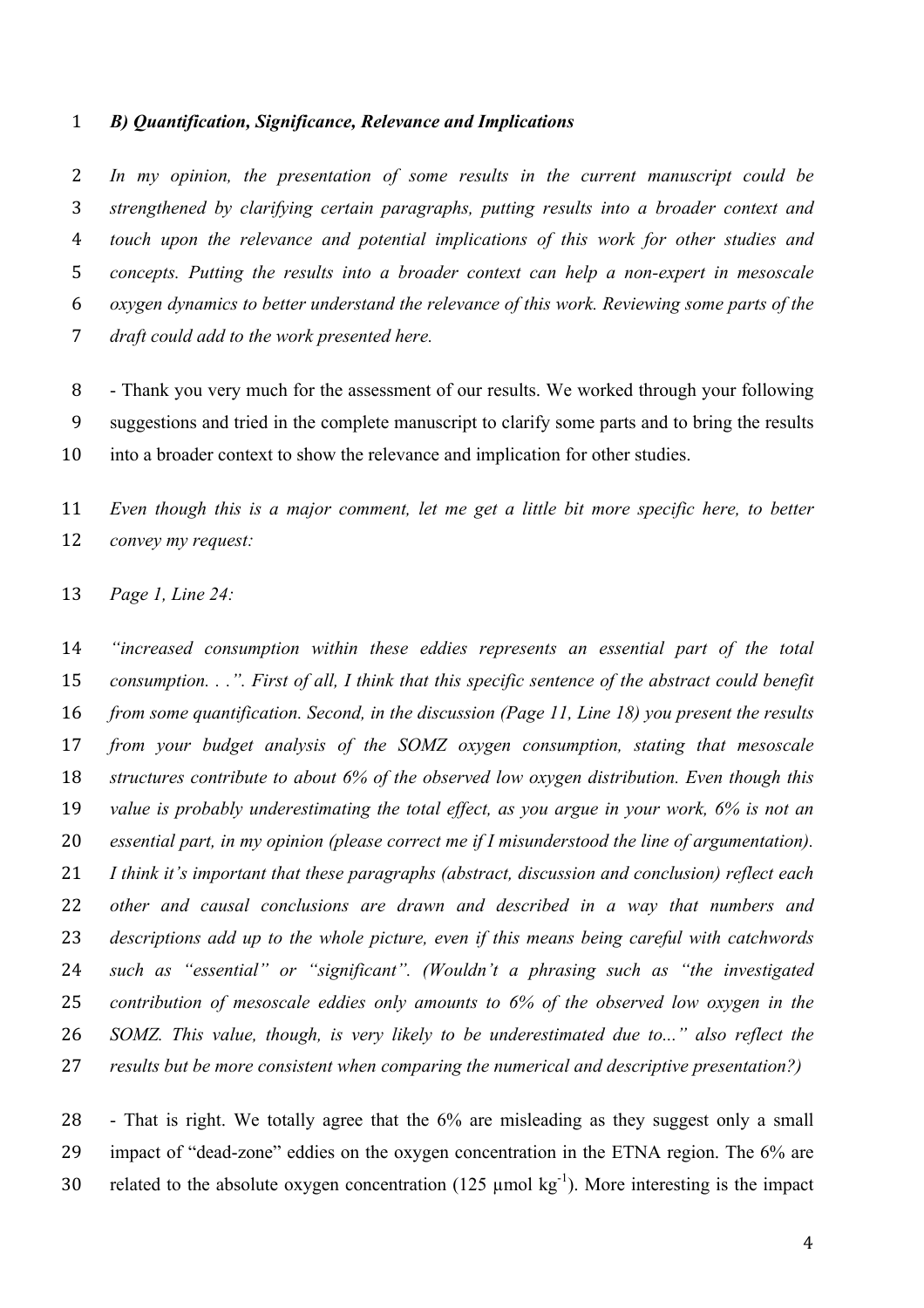***B) Quantification, Significance, Relevance and Implications***

*In my opinion, the presentation of some results in the current manuscript could be strengthened by clarifying certain paragraphs, putting results into a broader context and touch upon the relevance and potential implications of this work for other studies and concepts. Putting the results into a broader context can help a non-expert in mesoscale oxygen dynamics to better understand the relevance of this work. Reviewing some parts of the draft could add to the work presented here.*

- Thank you very much for the assessment of our results. We worked through your following suggestions and tried in the complete manuscript to clarify some parts and to bring the results into a broader context to show the relevance and implication for other studies.

*Even though this is a major comment, let me get a little bit more specific here, to better convey my request:*

*Page 1, Line 24:*

*"increased consumption within these eddies represents an essential part of the total consumption. . .". First of all, I think that this specific sentence of the abstract could benefit from some quantification. Second, in the discussion (Page 11, Line 18) you present the results from your budget analysis of the SOMZ oxygen consumption, stating that mesoscale structures contribute to about 6% of the observed low oxygen distribution. Even though this value is probably underestimating the total effect, as you argue in your work, 6% is not an essential part, in my opinion (please correct me if I misunderstood the line of argumentation). I think it's important that these paragraphs (abstract, discussion and conclusion) reflect each other and causal conclusions are drawn and described in a way that numbers and descriptions add up to the whole picture, even if this means being careful with catchwords such as "essential" or "significant". (Wouldn't a phrasing such as "the investigated contribution of mesoscale eddies only amounts to 6% of the observed low oxygen in the SOMZ. This value, though, is very likely to be underestimated due to..." also reflect the results but be more consistent when comparing the numerical and descriptive presentation?)*

- That is right. We totally agree that the 6% are misleading as they suggest only a small impact of "dead-zone" eddies on the oxygen concentration in the ETNA region. The 6% are related to the absolute oxygen concentration (125 µmol kg$^{-1}$). More interesting is the impact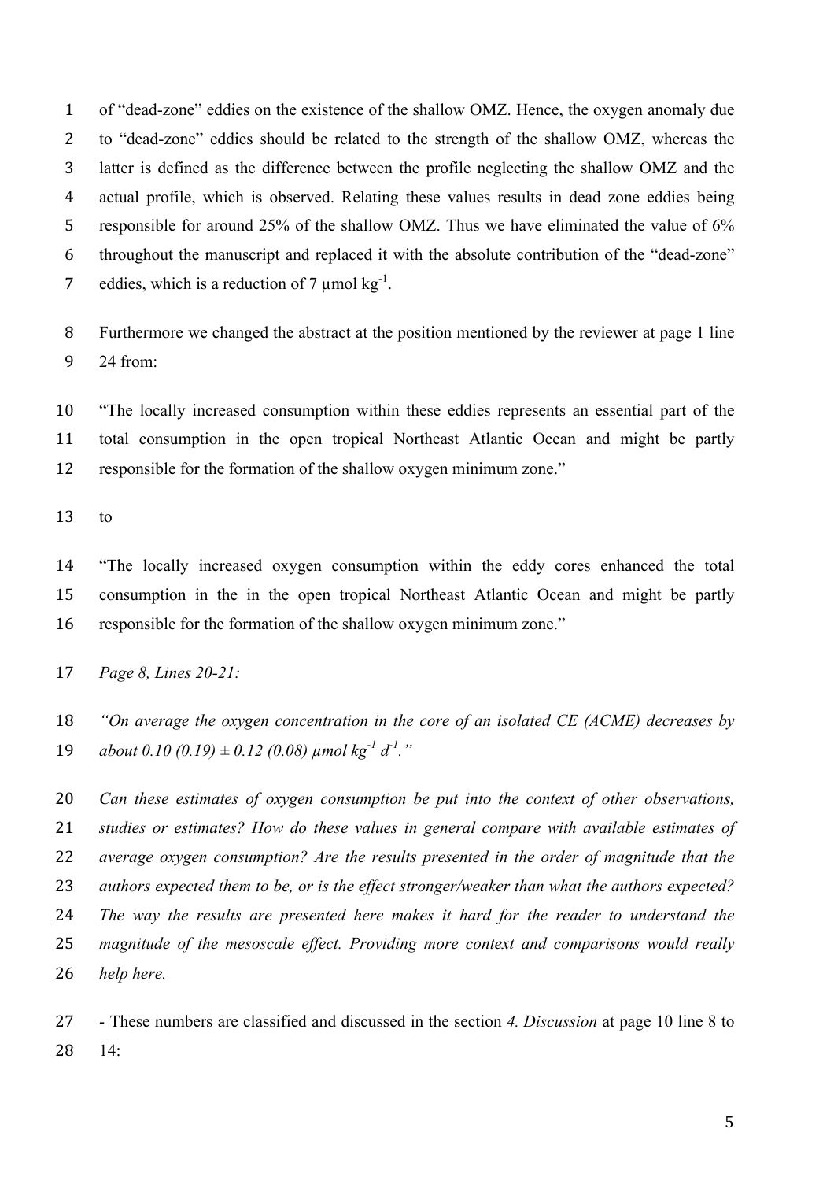of "dead-zone" eddies on the existence of the shallow OMZ. Hence, the oxygen anomaly due to "dead-zone" eddies should be related to the strength of the shallow OMZ, whereas the latter is defined as the difference between the profile neglecting the shallow OMZ and the actual profile, which is observed. Relating these values results in dead zone eddies being responsible for around 25% of the shallow OMZ. Thus we have eliminated the value of 6% throughout the manuscript and replaced it with the absolute contribution of the "dead-zone" eddies, which is a reduction of 7 µmol $kg^{-1}$.

Furthermore we changed the abstract at the position mentioned by the reviewer at page 1 line 24 from:

"The locally increased consumption within these eddies represents an essential part of the total consumption in the open tropical Northeast Atlantic Ocean and might be partly responsible for the formation of the shallow oxygen minimum zone."

to

"The locally increased oxygen consumption within the eddy cores enhanced the total consumption in the in the open tropical Northeast Atlantic Ocean and might be partly responsible for the formation of the shallow oxygen minimum zone."

*Page 8, Lines 20-21:*

*"On average the oxygen concentration in the core of an isolated CE (ACME) decreases by about 0.10 (0.19) ± 0.12 (0.08) µmol $kg^{-1}$ $d^{-1}$."*

*Can these estimates of oxygen consumption be put into the context of other observations, studies or estimates? How do these values in general compare with available estimates of average oxygen consumption? Are the results presented in the order of magnitude that the authors expected them to be, or is the effect stronger/weaker than what the authors expected? The way the results are presented here makes it hard for the reader to understand the magnitude of the mesoscale effect. Providing more context and comparisons would really help here.*

- These numbers are classified and discussed in the section *4. Discussion* at page 10 line 8 to 14: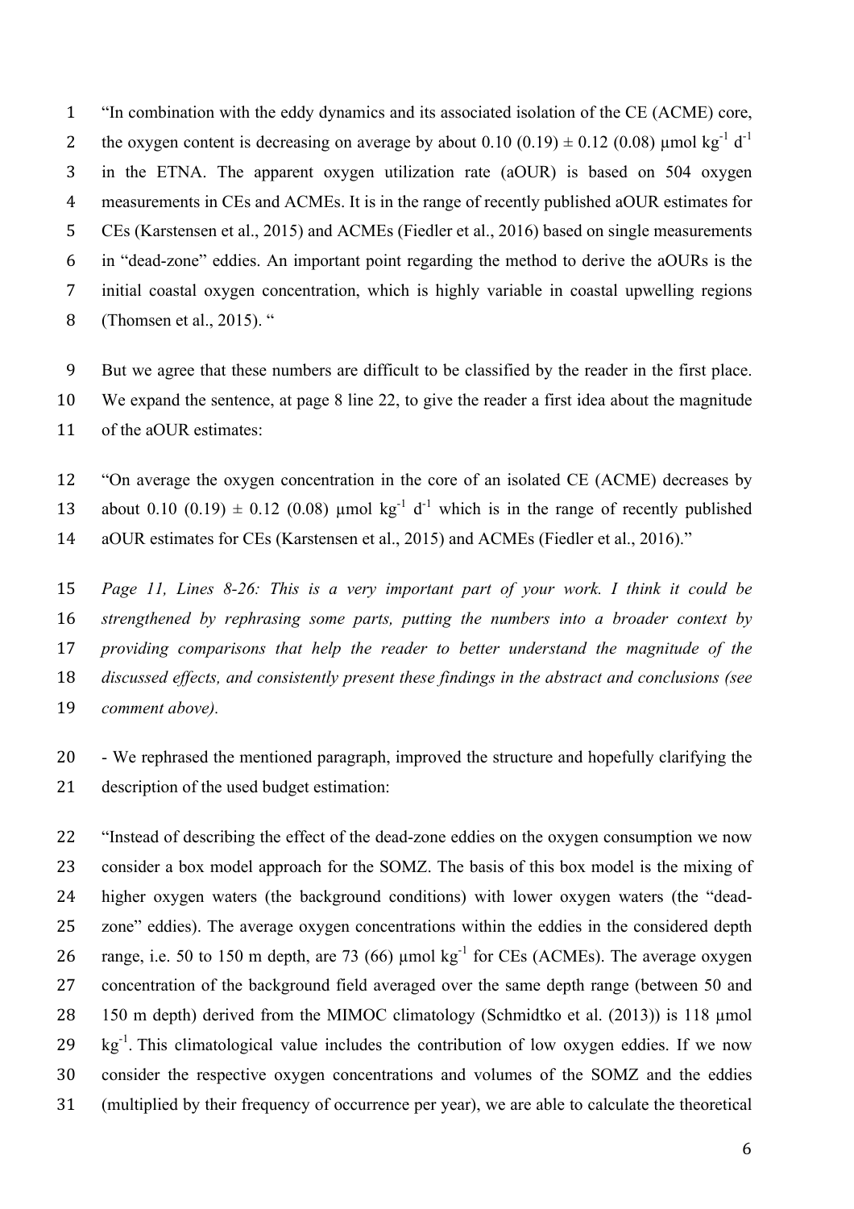"In combination with the eddy dynamics and its associated isolation of the CE (ACME) core, the oxygen content is decreasing on average by about 0.10 (0.19) ± 0.12 (0.08) µmol $kg^{-1}$ $d^{-1}$ in the ETNA. The apparent oxygen utilization rate (aOUR) is based on 504 oxygen measurements in CEs and ACMEs. It is in the range of recently published aOUR estimates for CEs (Karstensen et al., 2015) and ACMEs (Fiedler et al., 2016) based on single measurements in "dead-zone" eddies. An important point regarding the method to derive the aOURs is the initial coastal oxygen concentration, which is highly variable in coastal upwelling regions (Thomsen et al., 2015). "

But we agree that these numbers are difficult to be classified by the reader in the first place. We expand the sentence, at page 8 line 22, to give the reader a first idea about the magnitude of the aOUR estimates:

"On average the oxygen concentration in the core of an isolated CE (ACME) decreases by about 0.10 (0.19) ± 0.12 (0.08) µmol $kg^{-1}$ $d^{-1}$ which is in the range of recently published aOUR estimates for CEs (Karstensen et al., 2015) and ACMEs (Fiedler et al., 2016)."

*Page 11, Lines 8-26: This is a very important part of your work. I think it could be strengthened by rephrasing some parts, putting the numbers into a broader context by providing comparisons that help the reader to better understand the magnitude of the discussed effects, and consistently present these findings in the abstract and conclusions (see comment above).*

- We rephrased the mentioned paragraph, improved the structure and hopefully clarifying the description of the used budget estimation:

"Instead of describing the effect of the dead-zone eddies on the oxygen consumption we now consider a box model approach for the SOMZ. The basis of this box model is the mixing of higher oxygen waters (the background conditions) with lower oxygen waters (the "dead-zone" eddies). The average oxygen concentrations within the eddies in the considered depth range, i.e. 50 to 150 m depth, are 73 (66) µmol $kg^{-1}$ for CEs (ACMEs). The average oxygen concentration of the background field averaged over the same depth range (between 50 and 150 m depth) derived from the MIMOC climatology (Schmidtko et al. (2013)) is 118 µmol $kg^{-1}$. This climatological value includes the contribution of low oxygen eddies. If we now consider the respective oxygen concentrations and volumes of the SOMZ and the eddies (multiplied by their frequency of occurrence per year), we are able to calculate the theoretical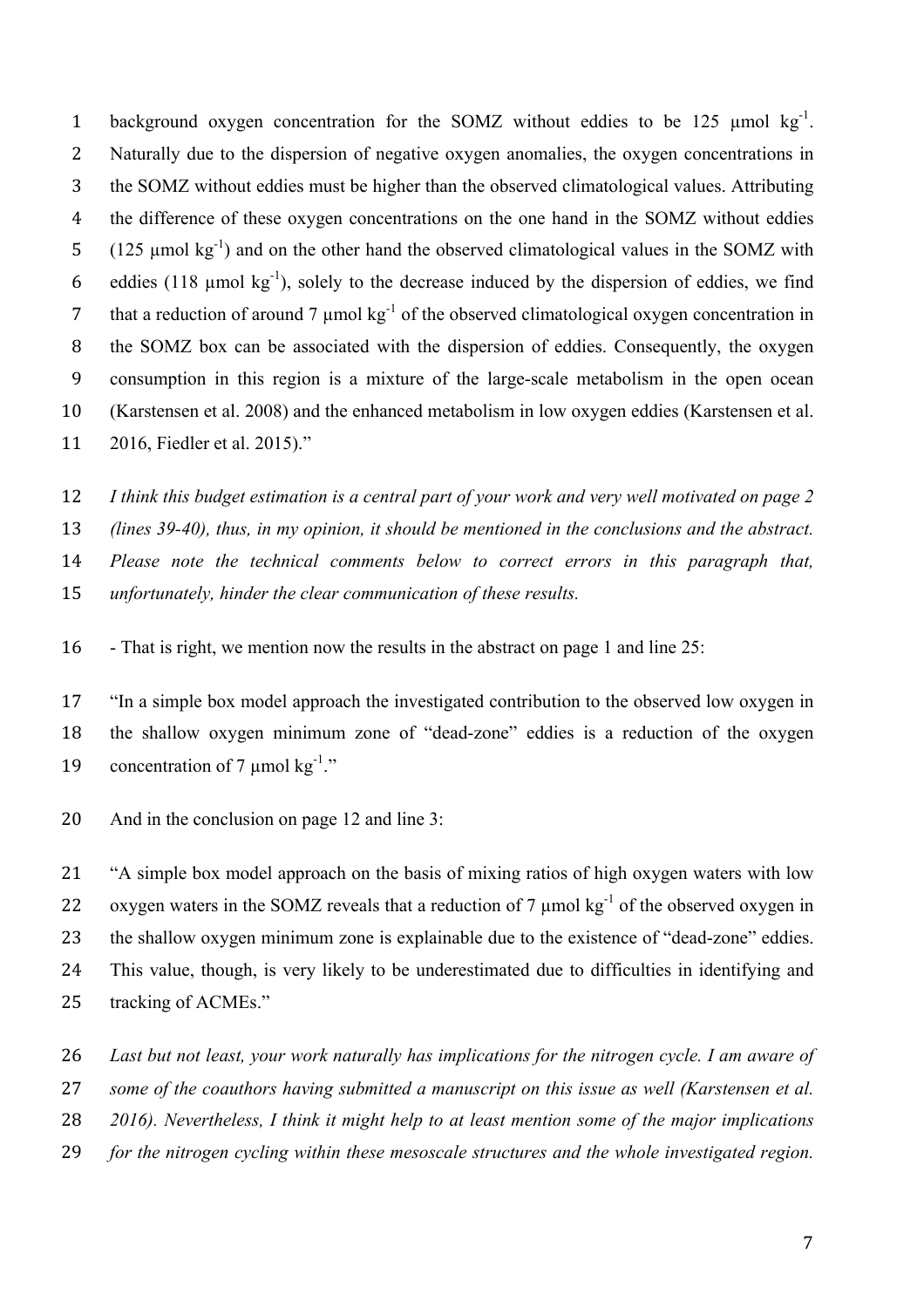background oxygen concentration for the SOMZ without eddies to be 125 µmol kg$^{-1}$. Naturally due to the dispersion of negative oxygen anomalies, the oxygen concentrations in the SOMZ without eddies must be higher than the observed climatological values. Attributing the difference of these oxygen concentrations on the one hand in the SOMZ without eddies (125 µmol kg$^{-1}$) and on the other hand the observed climatological values in the SOMZ with eddies (118 µmol kg$^{-1}$), solely to the decrease induced by the dispersion of eddies, we find that a reduction of around 7 µmol kg$^{-1}$ of the observed climatological oxygen concentration in the SOMZ box can be associated with the dispersion of eddies. Consequently, the oxygen consumption in this region is a mixture of the large-scale metabolism in the open ocean (Karstensen et al. 2008) and the enhanced metabolism in low oxygen eddies (Karstensen et al. 2016, Fiedler et al. 2015)."

*I think this budget estimation is a central part of your work and very well motivated on page 2 (lines 39-40), thus, in my opinion, it should be mentioned in the conclusions and the abstract. Please note the technical comments below to correct errors in this paragraph that, unfortunately, hinder the clear communication of these results.*

- That is right, we mention now the results in the abstract on page 1 and line 25:

"In a simple box model approach the investigated contribution to the observed low oxygen in the shallow oxygen minimum zone of "dead-zone" eddies is a reduction of the oxygen concentration of 7 µmol kg$^{-1}$."

And in the conclusion on page 12 and line 3:

"A simple box model approach on the basis of mixing ratios of high oxygen waters with low oxygen waters in the SOMZ reveals that a reduction of 7 µmol kg$^{-1}$ of the observed oxygen in the shallow oxygen minimum zone is explainable due to the existence of "dead-zone" eddies. This value, though, is very likely to be underestimated due to difficulties in identifying and tracking of ACMEs."

*Last but not least, your work naturally has implications for the nitrogen cycle. I am aware of some of the coauthors having submitted a manuscript on this issue as well (Karstensen et al. 2016). Nevertheless, I think it might help to at least mention some of the major implications for the nitrogen cycling within these mesoscale structures and the whole investigated region.*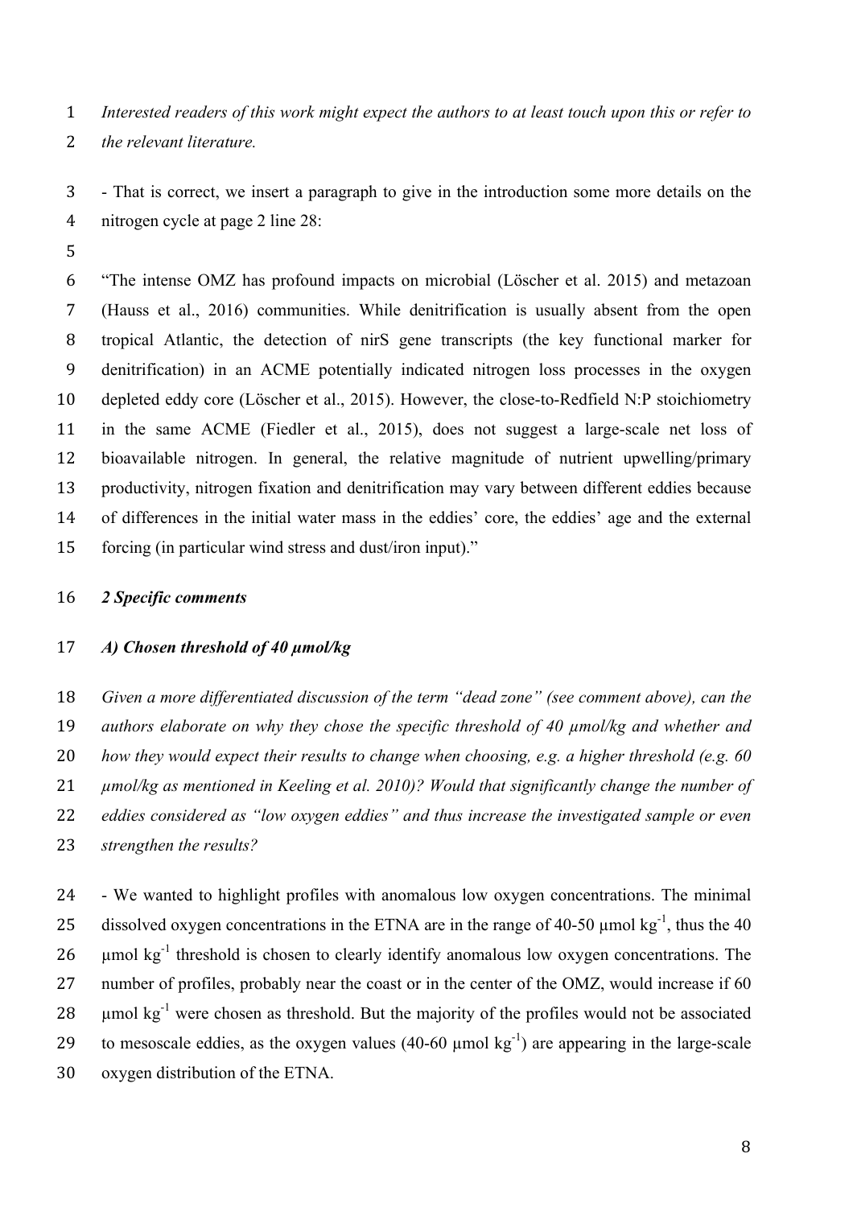*Interested readers of this work might expect the authors to at least touch upon this or refer to the relevant literature.*

- That is correct, we insert a paragraph to give in the introduction some more details on the nitrogen cycle at page 2 line 28:

"The intense OMZ has profound impacts on microbial (Löscher et al. 2015) and metazoan (Hauss et al., 2016) communities. While denitrification is usually absent from the open tropical Atlantic, the detection of nirS gene transcripts (the key functional marker for denitrification) in an ACME potentially indicated nitrogen loss processes in the oxygen depleted eddy core (Löscher et al., 2015). However, the close-to-Redfield N:P stoichiometry in the same ACME (Fiedler et al., 2015), does not suggest a large-scale net loss of bioavailable nitrogen. In general, the relative magnitude of nutrient upwelling/primary productivity, nitrogen fixation and denitrification may vary between different eddies because of differences in the initial water mass in the eddies' core, the eddies' age and the external forcing (in particular wind stress and dust/iron input)."

### *2 Specific comments*

#### *A) Chosen threshold of 40 µmol/kg*

*Given a more differentiated discussion of the term "dead zone" (see comment above), can the authors elaborate on why they chose the specific threshold of 40 µmol/kg and whether and how they would expect their results to change when choosing, e.g. a higher threshold (e.g. 60 µmol/kg as mentioned in Keeling et al. 2010)? Would that significantly change the number of eddies considered as "low oxygen eddies" and thus increase the investigated sample or even strengthen the results?*

- We wanted to highlight profiles with anomalous low oxygen concentrations. The minimal dissolved oxygen concentrations in the ETNA are in the range of 40-50 µmol $kg^{-1}$, thus the 40 µmol $kg^{-1}$ threshold is chosen to clearly identify anomalous low oxygen concentrations. The number of profiles, probably near the coast or in the center of the OMZ, would increase if 60 µmol $kg^{-1}$ were chosen as threshold. But the majority of the profiles would not be associated to mesoscale eddies, as the oxygen values (40-60 µmol $kg^{-1}$) are appearing in the large-scale oxygen distribution of the ETNA.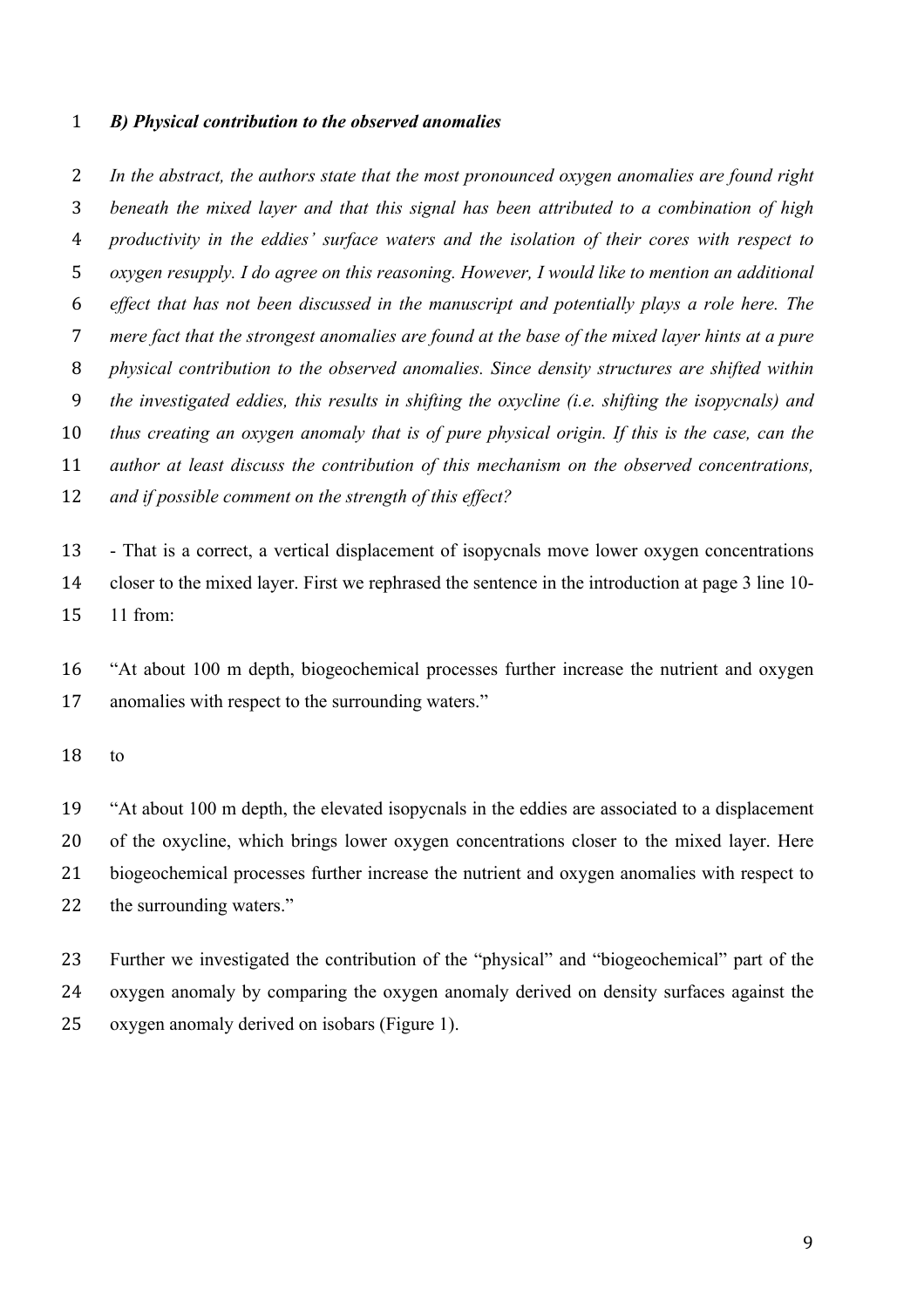***B) Physical contribution to the observed anomalies***

*In the abstract, the authors state that the most pronounced oxygen anomalies are found right beneath the mixed layer and that this signal has been attributed to a combination of high productivity in the eddies' surface waters and the isolation of their cores with respect to oxygen resupply. I do agree on this reasoning. However, I would like to mention an additional effect that has not been discussed in the manuscript and potentially plays a role here. The mere fact that the strongest anomalies are found at the base of the mixed layer hints at a pure physical contribution to the observed anomalies. Since density structures are shifted within the investigated eddies, this results in shifting the oxycline (i.e. shifting the isopycnals) and thus creating an oxygen anomaly that is of pure physical origin. If this is the case, can the author at least discuss the contribution of this mechanism on the observed concentrations, and if possible comment on the strength of this effect?*

- That is a correct, a vertical displacement of isopycnals move lower oxygen concentrations closer to the mixed layer. First we rephrased the sentence in the introduction at page 3 line 10-11 from:

"At about 100 m depth, biogeochemical processes further increase the nutrient and oxygen anomalies with respect to the surrounding waters."

to

"At about 100 m depth, the elevated isopycnals in the eddies are associated to a displacement of the oxycline, which brings lower oxygen concentrations closer to the mixed layer. Here biogeochemical processes further increase the nutrient and oxygen anomalies with respect to the surrounding waters."

Further we investigated the contribution of the "physical" and "biogeochemical" part of the oxygen anomaly by comparing the oxygen anomaly derived on density surfaces against the oxygen anomaly derived on isobars (Figure 1).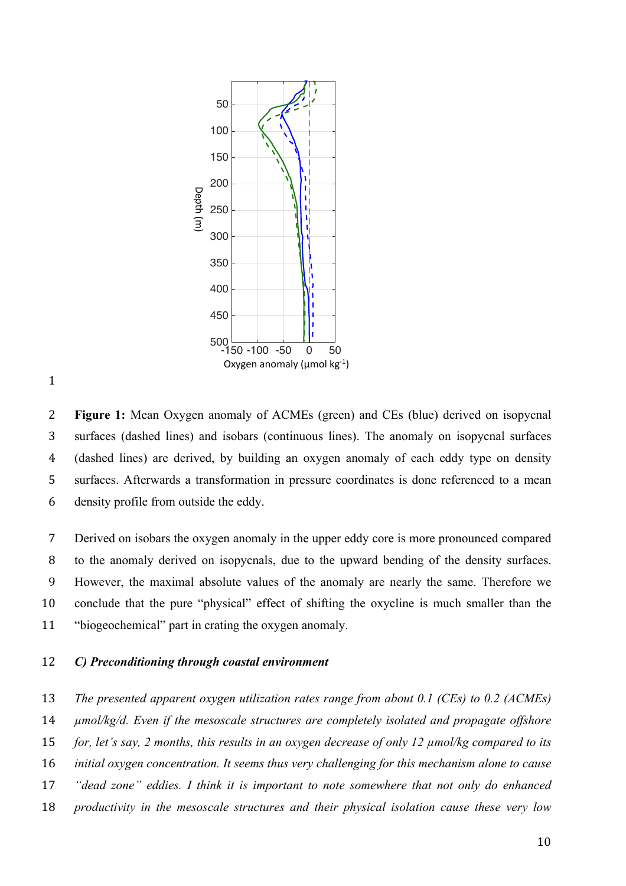**Figure 1:** Mean Oxygen anomaly of ACMEs (green) and CEs (blue) derived on isopycnal surfaces (dashed lines) and isobars (continuous lines). The anomaly on isopycnal surfaces (dashed lines) are derived, by building an oxygen anomaly of each eddy type on density surfaces. Afterwards a transformation in pressure coordinates is done referenced to a mean density profile from outside the eddy.

Derived on isobars the oxygen anomaly in the upper eddy core is more pronounced compared to the anomaly derived on isopycnals, due to the upward bending of the density surfaces. However, the maximal absolute values of the anomaly are nearly the same. Therefore we conclude that the pure "physical" effect of shifting the oxycline is much smaller than the "biogeochemical" part in crating the oxygen anomaly.

***C) Preconditioning through coastal environment***

*The presented apparent oxygen utilization rates range from about 0.1 (CEs) to 0.2 (ACMEs) µmol/kg/d. Even if the mesoscale structures are completely isolated and propagate offshore for, let's say, 2 months, this results in an oxygen decrease of only 12 µmol/kg compared to its initial oxygen concentration. It seems thus very challenging for this mechanism alone to cause "dead zone" eddies. I think it is important to note somewhere that not only do enhanced productivity in the mesoscale structures and their physical isolation cause these very low*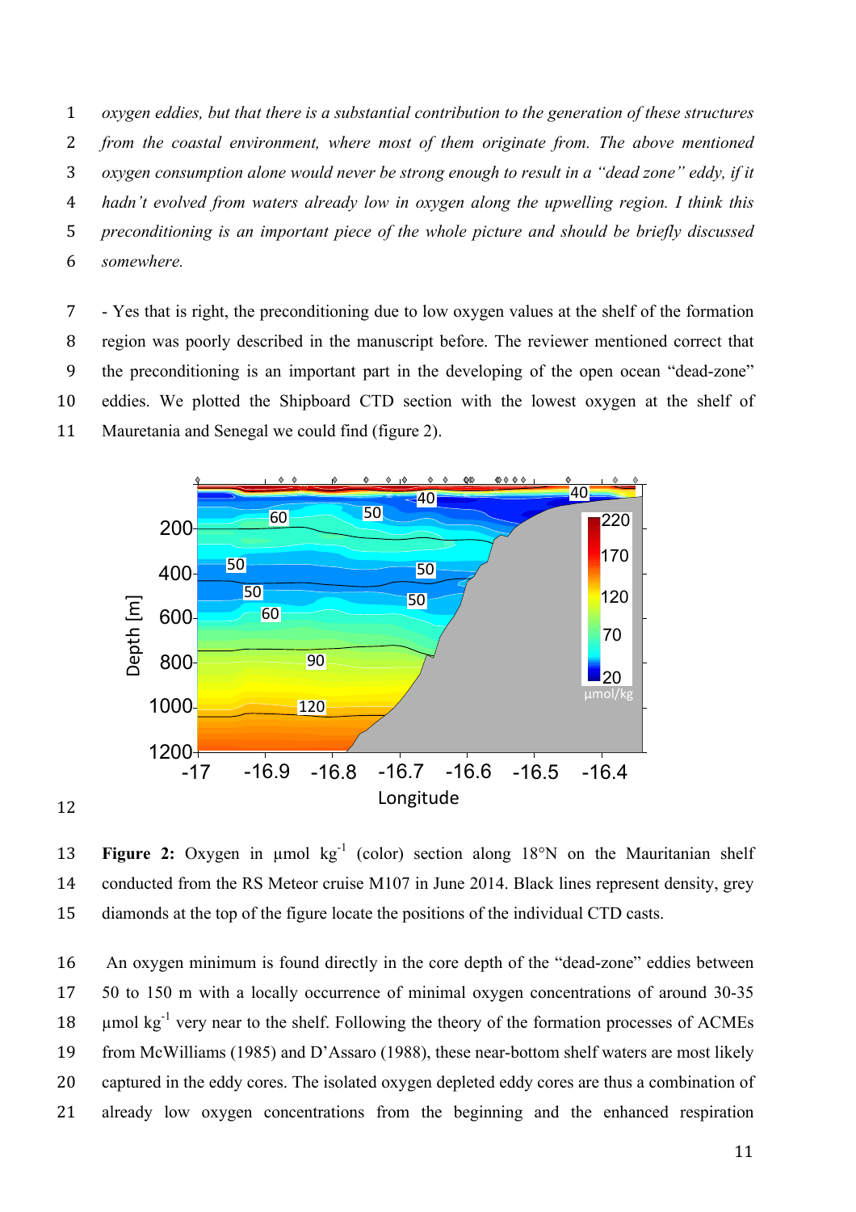*oxygen eddies, but that there is a substantial contribution to the generation of these structures from the coastal environment, where most of them originate from. The above mentioned oxygen consumption alone would never be strong enough to result in a "dead zone" eddy, if it hadn't evolved from waters already low in oxygen along the upwelling region. I think this preconditioning is an important piece of the whole picture and should be briefly discussed somewhere.*

- Yes that is right, the preconditioning due to low oxygen values at the shelf of the formation region was poorly described in the manuscript before. The reviewer mentioned correct that the preconditioning is an important part in the developing of the open ocean "dead-zone" eddies. We plotted the Shipboard CTD section with the lowest oxygen at the shelf of Mauretania and Senegal we could find (figure 2).

**Figure 2:** Oxygen in µmol kg$^{-1}$ (color) section along 18°N on the Mauritanian shelf conducted from the RS Meteor cruise M107 in June 2014. Black lines represent density, grey diamonds at the top of the figure locate the positions of the individual CTD casts.

An oxygen minimum is found directly in the core depth of the "dead-zone" eddies between 50 to 150 m with a locally occurrence of minimal oxygen concentrations of around 30-35 µmol kg$^{-1}$ very near to the shelf. Following the theory of the formation processes of ACMEs from McWilliams (1985) and D'Assaro (1988), these near-bottom shelf waters are most likely captured in the eddy cores. The isolated oxygen depleted eddy cores are thus a combination of already low oxygen concentrations from the beginning and the enhanced respiration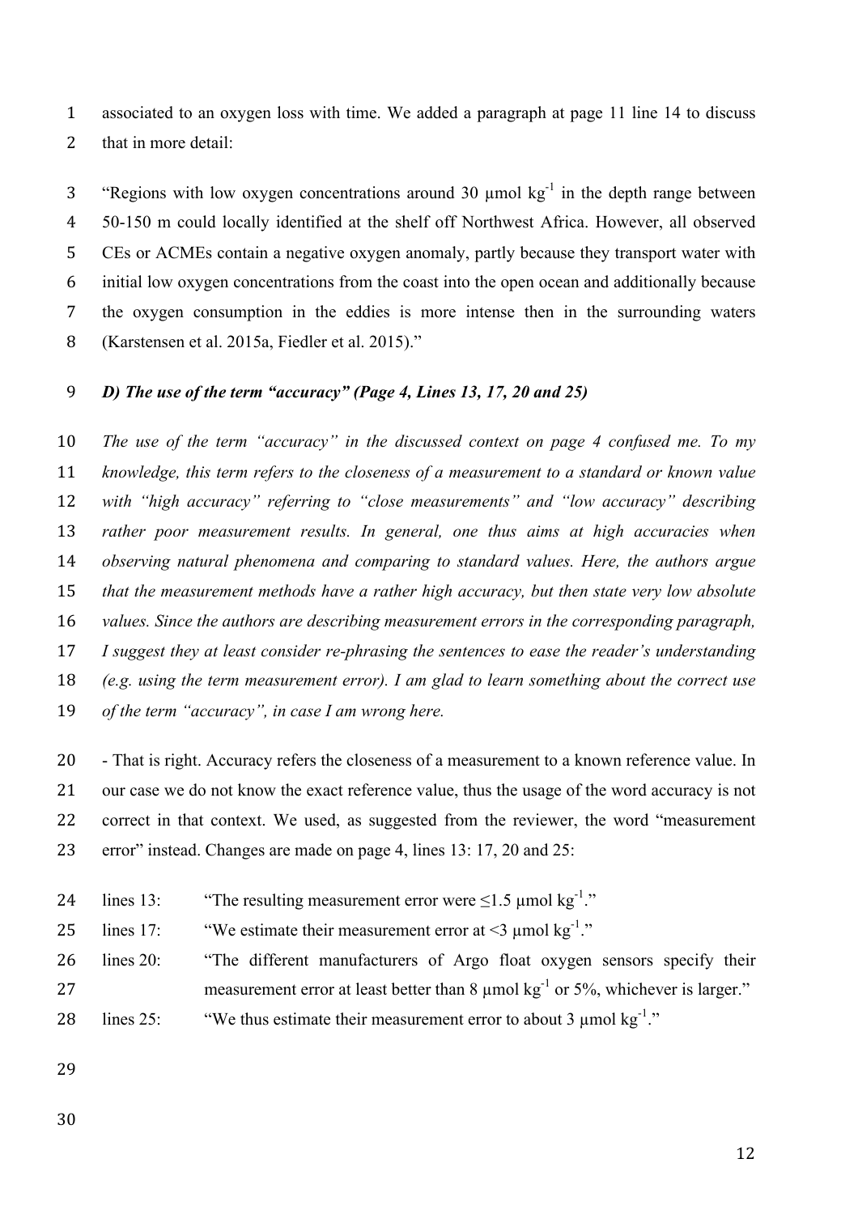associated to an oxygen loss with time. We added a paragraph at page 11 line 14 to discuss that in more detail:

"Regions with low oxygen concentrations around 30 µmol kg$^{-1}$ in the depth range between 50-150 m could locally identified at the shelf off Northwest Africa. However, all observed CEs or ACMEs contain a negative oxygen anomaly, partly because they transport water with initial low oxygen concentrations from the coast into the open ocean and additionally because the oxygen consumption in the eddies is more intense then in the surrounding waters (Karstensen et al. 2015a, Fiedler et al. 2015)."

***D) The use of the term "accuracy" (Page 4, Lines 13, 17, 20 and 25)***

*The use of the term "accuracy" in the discussed context on page 4 confused me. To my knowledge, this term refers to the closeness of a measurement to a standard or known value with "high accuracy" referring to "close measurements" and "low accuracy" describing rather poor measurement results. In general, one thus aims at high accuracies when observing natural phenomena and comparing to standard values. Here, the authors argue that the measurement methods have a rather high accuracy, but then state very low absolute values. Since the authors are describing measurement errors in the corresponding paragraph, I suggest they at least consider re-phrasing the sentences to ease the reader's understanding (e.g. using the term measurement error). I am glad to learn something about the correct use of the term "accuracy", in case I am wrong here.*

- That is right. Accuracy refers the closeness of a measurement to a known reference value. In our case we do not know the exact reference value, thus the usage of the word accuracy is not correct in that context. We used, as suggested from the reviewer, the word "measurement error" instead. Changes are made on page 4, lines 13: 17, 20 and 25:

lines 13: "The resulting measurement error were ≤1.5 µmol kg$^{-1}$."

lines 17: "We estimate their measurement error at <3 µmol kg$^{-1}$."

lines 20: "The different manufacturers of Argo float oxygen sensors specify their measurement error at least better than 8 µmol kg$^{-1}$ or 5%, whichever is larger."

lines 25: "We thus estimate their measurement error to about 3 µmol kg$^{-1}$."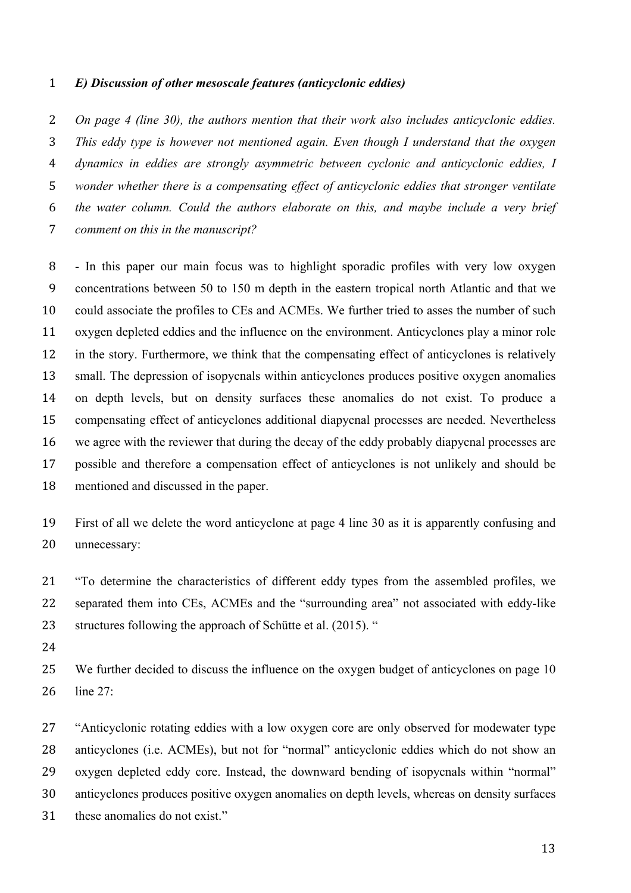***E) Discussion of other mesoscale features (anticyclonic eddies)***

*On page 4 (line 30), the authors mention that their work also includes anticyclonic eddies. This eddy type is however not mentioned again. Even though I understand that the oxygen dynamics in eddies are strongly asymmetric between cyclonic and anticyclonic eddies, I wonder whether there is a compensating effect of anticyclonic eddies that stronger ventilate the water column. Could the authors elaborate on this, and maybe include a very brief comment on this in the manuscript?*

- In this paper our main focus was to highlight sporadic profiles with very low oxygen concentrations between 50 to 150 m depth in the eastern tropical north Atlantic and that we could associate the profiles to CEs and ACMEs. We further tried to asses the number of such oxygen depleted eddies and the influence on the environment. Anticyclones play a minor role in the story. Furthermore, we think that the compensating effect of anticyclones is relatively small. The depression of isopycnals within anticyclones produces positive oxygen anomalies on depth levels, but on density surfaces these anomalies do not exist. To produce a compensating effect of anticyclones additional diapycnal processes are needed. Nevertheless we agree with the reviewer that during the decay of the eddy probably diapycnal processes are possible and therefore a compensation effect of anticyclones is not unlikely and should be mentioned and discussed in the paper.

First of all we delete the word anticyclone at page 4 line 30 as it is apparently confusing and unnecessary:

"To determine the characteristics of different eddy types from the assembled profiles, we separated them into CEs, ACMEs and the "surrounding area" not associated with eddy-like structures following the approach of Schütte et al. (2015). "

We further decided to discuss the influence on the oxygen budget of anticyclones on page 10 line 27:

"Anticyclonic rotating eddies with a low oxygen core are only observed for modewater type anticyclones (i.e. ACMEs), but not for "normal" anticyclonic eddies which do not show an oxygen depleted eddy core. Instead, the downward bending of isopycnals within "normal" anticyclones produces positive oxygen anomalies on depth levels, whereas on density surfaces these anomalies do not exist."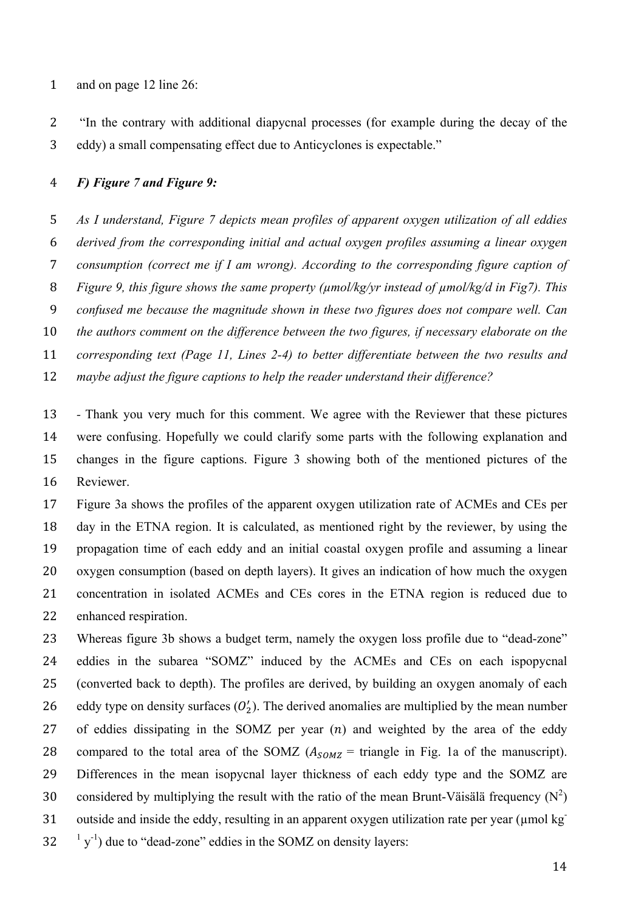and on page 12 line 26:

"In the contrary with additional diapycnal processes (for example during the decay of the eddy) a small compensating effect due to Anticyclones is expectable."

***F) Figure 7 and Figure 9:***

*As I understand, Figure 7 depicts mean profiles of apparent oxygen utilization of all eddies derived from the corresponding initial and actual oxygen profiles assuming a linear oxygen consumption (correct me if I am wrong). According to the corresponding figure caption of Figure 9, this figure shows the same property (µmol/kg/yr instead of µmol/kg/d in Fig7). This confused me because the magnitude shown in these two figures does not compare well. Can the authors comment on the difference between the two figures, if necessary elaborate on the corresponding text (Page 11, Lines 2-4) to better differentiate between the two results and maybe adjust the figure captions to help the reader understand their difference?*

- Thank you very much for this comment. We agree with the Reviewer that these pictures were confusing. Hopefully we could clarify some parts with the following explanation and changes in the figure captions. Figure 3 showing both of the mentioned pictures of the Reviewer.

Figure 3a shows the profiles of the apparent oxygen utilization rate of ACMEs and CEs per day in the ETNA region. It is calculated, as mentioned right by the reviewer, by using the propagation time of each eddy and an initial coastal oxygen profile and assuming a linear oxygen consumption (based on depth layers). It gives an indication of how much the oxygen concentration in isolated ACMEs and CEs cores in the ETNA region is reduced due to enhanced respiration.

Whereas figure 3b shows a budget term, namely the oxygen loss profile due to "dead-zone" eddies in the subarea "SOMZ" induced by the ACMEs and CEs on each ispopycnal (converted back to depth). The profiles are derived, by building an oxygen anomaly of each eddy type on density surfaces ($O_2'$). The derived anomalies are multiplied by the mean number of eddies dissipating in the SOMZ per year ($n$) and weighted by the area of the eddy compared to the total area of the SOMZ ($A_{SOMZ}$ = triangle in Fig. 1a of the manuscript). Differences in the mean isopycnal layer thickness of each eddy type and the SOMZ are considered by multiplying the result with the ratio of the mean Brunt-Väisälä frequency ($N^2$) outside and inside the eddy, resulting in an apparent oxygen utilization rate per year (µmol kg$^{-1}$ y$^{-1}$) due to "dead-zone" eddies in the SOMZ on density layers: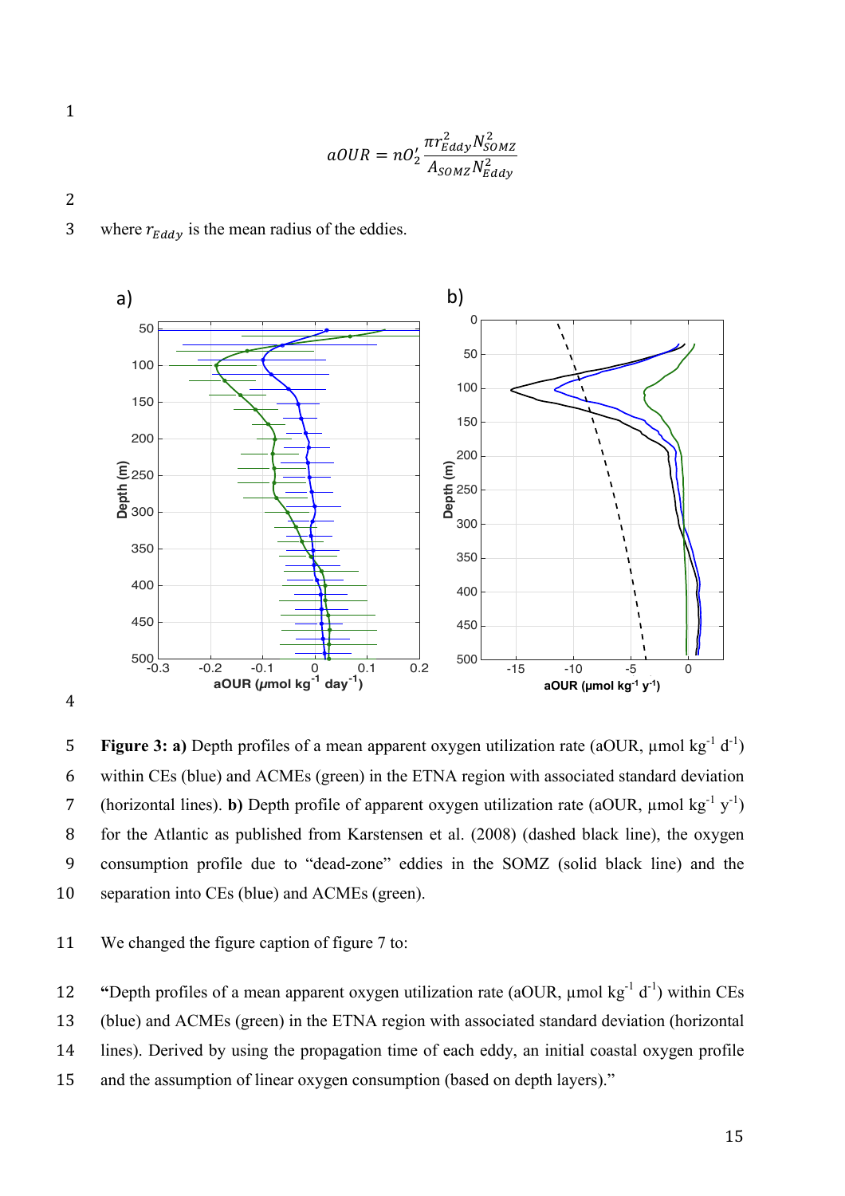$$aOUR = nO_2' \frac{\pi r_{Eddy}^2 N_{SOMZ}^2}{A_{SOMZ} N_{Eddy}^2}$$

where $r_{Eddy}$ is the mean radius of the eddies.

**Figure 3: a)** Depth profiles of a mean apparent oxygen utilization rate (aOUR, µmol kg$^{-1}$ d$^{-1}$) within CEs (blue) and ACMEs (green) in the ETNA region with associated standard deviation (horizontal lines). **b)** Depth profile of apparent oxygen utilization rate (aOUR, µmol kg$^{-1}$ y$^{-1}$) for the Atlantic as published from Karstensen et al. (2008) (dashed black line), the oxygen consumption profile due to "dead-zone" eddies in the SOMZ (solid black line) and the separation into CEs (blue) and ACMEs (green).

We changed the figure caption of figure 7 to:

**"**Depth profiles of a mean apparent oxygen utilization rate (aOUR, µmol kg$^{-1}$ d$^{-1}$) within CEs (blue) and ACMEs (green) in the ETNA region with associated standard deviation (horizontal lines). Derived by using the propagation time of each eddy, an initial coastal oxygen profile and the assumption of linear oxygen consumption (based on depth layers)."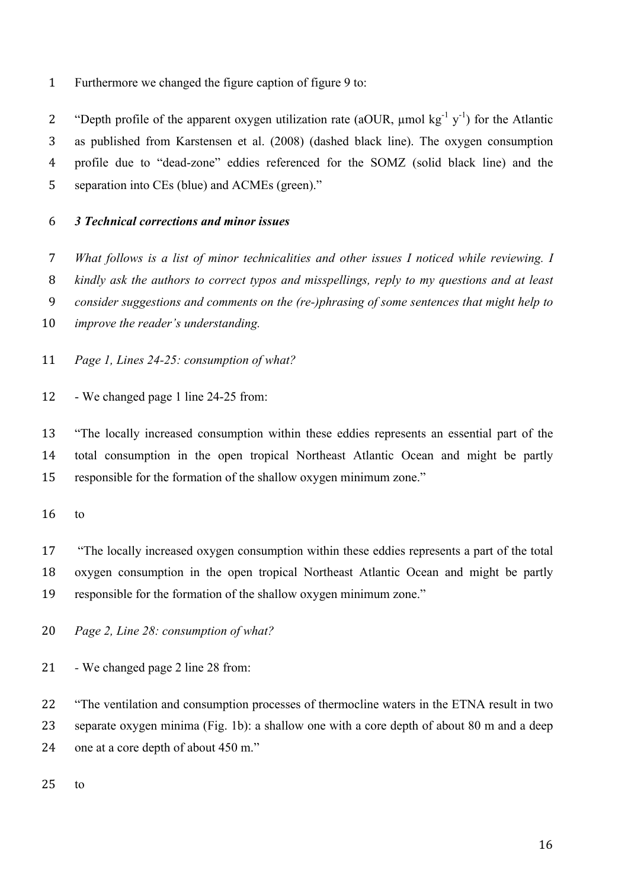Furthermore we changed the figure caption of figure 9 to:

"Depth profile of the apparent oxygen utilization rate (aOUR, µmol $kg^{-1}$ $y^{-1}$) for the Atlantic as published from Karstensen et al. (2008) (dashed black line). The oxygen consumption profile due to "dead-zone" eddies referenced for the SOMZ (solid black line) and the separation into CEs (blue) and ACMEs (green)."

### *3 Technical corrections and minor issues*

*What follows is a list of minor technicalities and other issues I noticed while reviewing. I kindly ask the authors to correct typos and misspellings, reply to my questions and at least consider suggestions and comments on the (re-)phrasing of some sentences that might help to improve the reader's understanding.*

*Page 1, Lines 24-25: consumption of what?*

- We changed page 1 line 24-25 from:

"The locally increased consumption within these eddies represents an essential part of the total consumption in the open tropical Northeast Atlantic Ocean and might be partly responsible for the formation of the shallow oxygen minimum zone."

to

"The locally increased oxygen consumption within these eddies represents a part of the total oxygen consumption in the open tropical Northeast Atlantic Ocean and might be partly responsible for the formation of the shallow oxygen minimum zone."

*Page 2, Line 28: consumption of what?*

- We changed page 2 line 28 from:

"The ventilation and consumption processes of thermocline waters in the ETNA result in two separate oxygen minima (Fig. 1b): a shallow one with a core depth of about 80 m and a deep one at a core depth of about 450 m."

to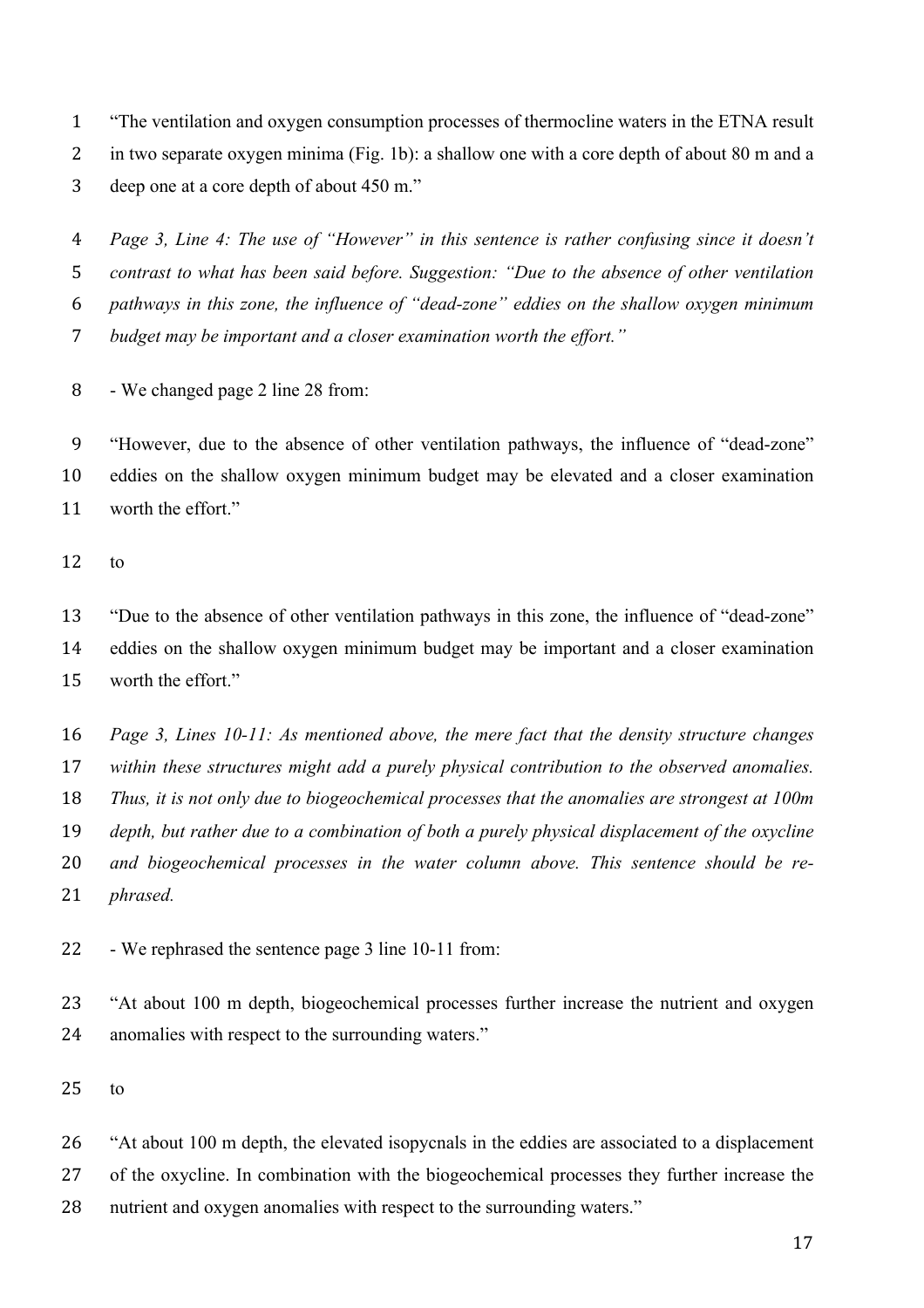"The ventilation and oxygen consumption processes of thermocline waters in the ETNA result in two separate oxygen minima (Fig. 1b): a shallow one with a core depth of about 80 m and a deep one at a core depth of about 450 m."

*Page 3, Line 4: The use of "However" in this sentence is rather confusing since it doesn't contrast to what has been said before. Suggestion: "Due to the absence of other ventilation pathways in this zone, the influence of "dead-zone" eddies on the shallow oxygen minimum budget may be important and a closer examination worth the effort."*

- We changed page 2 line 28 from:

"However, due to the absence of other ventilation pathways, the influence of "dead-zone" eddies on the shallow oxygen minimum budget may be elevated and a closer examination worth the effort."

to

"Due to the absence of other ventilation pathways in this zone, the influence of "dead-zone" eddies on the shallow oxygen minimum budget may be important and a closer examination worth the effort."

*Page 3, Lines 10-11: As mentioned above, the mere fact that the density structure changes within these structures might add a purely physical contribution to the observed anomalies. Thus, it is not only due to biogeochemical processes that the anomalies are strongest at 100m depth, but rather due to a combination of both a purely physical displacement of the oxycline and biogeochemical processes in the water column above. This sentence should be re-phrased.*

- We rephrased the sentence page 3 line 10-11 from:

"At about 100 m depth, biogeochemical processes further increase the nutrient and oxygen anomalies with respect to the surrounding waters."

to

"At about 100 m depth, the elevated isopycnals in the eddies are associated to a displacement of the oxycline. In combination with the biogeochemical processes they further increase the nutrient and oxygen anomalies with respect to the surrounding waters."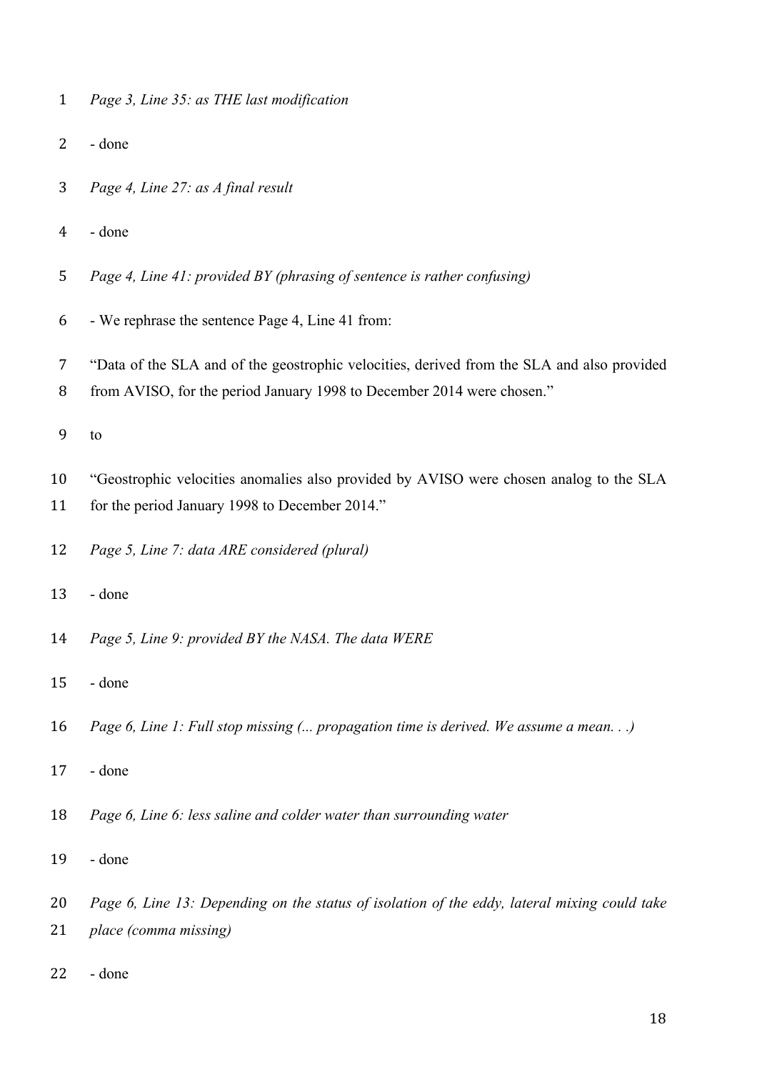*Page 3, Line 35: as THE last modification*

- done

*Page 4, Line 27: as A final result*

- done

*Page 4, Line 41: provided BY (phrasing of sentence is rather confusing)*

- We rephrase the sentence Page 4, Line 41 from:

"Data of the SLA and of the geostrophic velocities, derived from the SLA and also provided from AVISO, for the period January 1998 to December 2014 were chosen."

to

"Geostrophic velocities anomalies also provided by AVISO were chosen analog to the SLA for the period January 1998 to December 2014."

*Page 5, Line 7: data ARE considered (plural)*

- done

*Page 5, Line 9: provided BY the NASA. The data WERE*

- done

*Page 6, Line 1: Full stop missing (... propagation time is derived. We assume a mean. . .)*

- done

*Page 6, Line 6: less saline and colder water than surrounding water*

- done

*Page 6, Line 13: Depending on the status of isolation of the eddy, lateral mixing could take place (comma missing)*

- done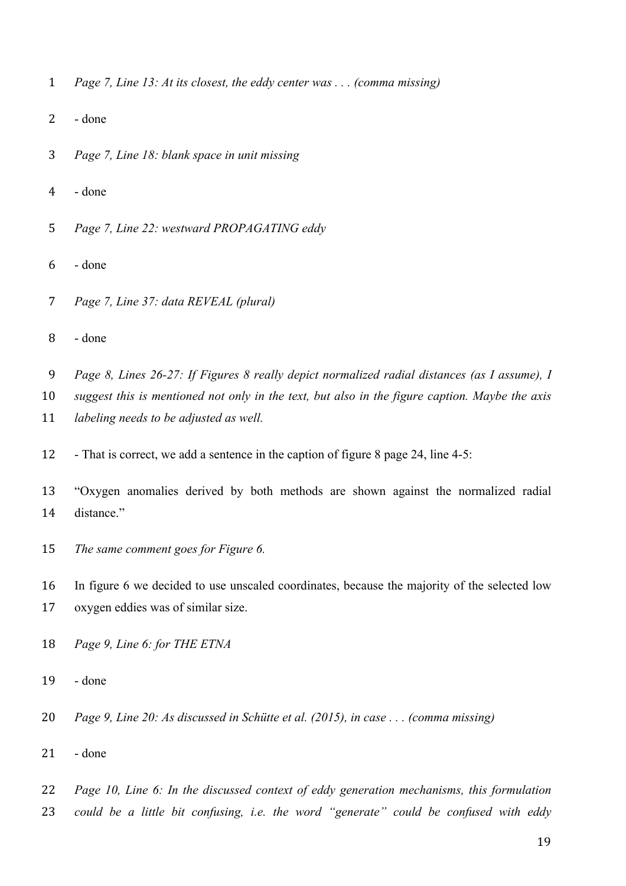*Page 7, Line 13: At its closest, the eddy center was . . . (comma missing)*

- done

*Page 7, Line 18: blank space in unit missing*

- done

*Page 7, Line 22: westward PROPAGATING eddy*

- done

*Page 7, Line 37: data REVEAL (plural)*

- done

*Page 8, Lines 26-27: If Figures 8 really depict normalized radial distances (as I assume), I suggest this is mentioned not only in the text, but also in the figure caption. Maybe the axis labeling needs to be adjusted as well.*

- That is correct, we add a sentence in the caption of figure 8 page 24, line 4-5:

"Oxygen anomalies derived by both methods are shown against the normalized radial distance."

*The same comment goes for Figure 6.*

In figure 6 we decided to use unscaled coordinates, because the majority of the selected low oxygen eddies was of similar size.

*Page 9, Line 6: for THE ETNA*

- done

*Page 9, Line 20: As discussed in Schütte et al. (2015), in case . . . (comma missing)*

- done

*Page 10, Line 6: In the discussed context of eddy generation mechanisms, this formulation could be a little bit confusing, i.e. the word "generate" could be confused with eddy*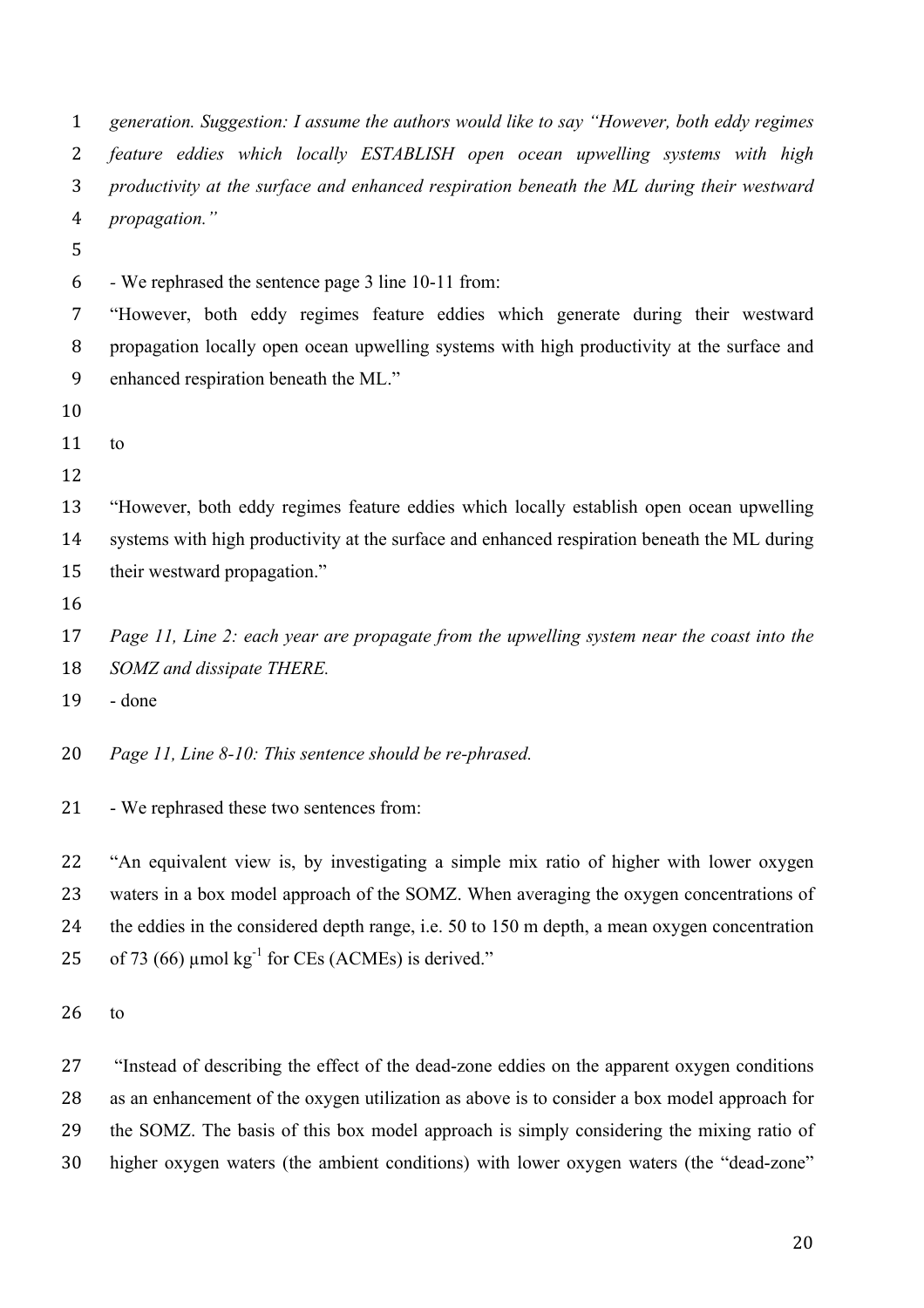*generation. Suggestion: I assume the authors would like to say "However, both eddy regimes feature eddies which locally ESTABLISH open ocean upwelling systems with high productivity at the surface and enhanced respiration beneath the ML during their westward propagation."*

- We rephrased the sentence page 3 line 10-11 from:

"However, both eddy regimes feature eddies which generate during their westward propagation locally open ocean upwelling systems with high productivity at the surface and enhanced respiration beneath the ML."

to

"However, both eddy regimes feature eddies which locally establish open ocean upwelling systems with high productivity at the surface and enhanced respiration beneath the ML during their westward propagation."

*Page 11, Line 2: each year are propagate from the upwelling system near the coast into the SOMZ and dissipate THERE.*

- done

*Page 11, Line 8-10: This sentence should be re-phrased.*

- We rephrased these two sentences from:

"An equivalent view is, by investigating a simple mix ratio of higher with lower oxygen waters in a box model approach of the SOMZ. When averaging the oxygen concentrations of the eddies in the considered depth range, i.e. 50 to 150 m depth, a mean oxygen concentration of 73 (66) µmol $kg^{-1}$ for CEs (ACMEs) is derived."

to

"Instead of describing the effect of the dead-zone eddies on the apparent oxygen conditions as an enhancement of the oxygen utilization as above is to consider a box model approach for the SOMZ. The basis of this box model approach is simply considering the mixing ratio of higher oxygen waters (the ambient conditions) with lower oxygen waters (the "dead-zone"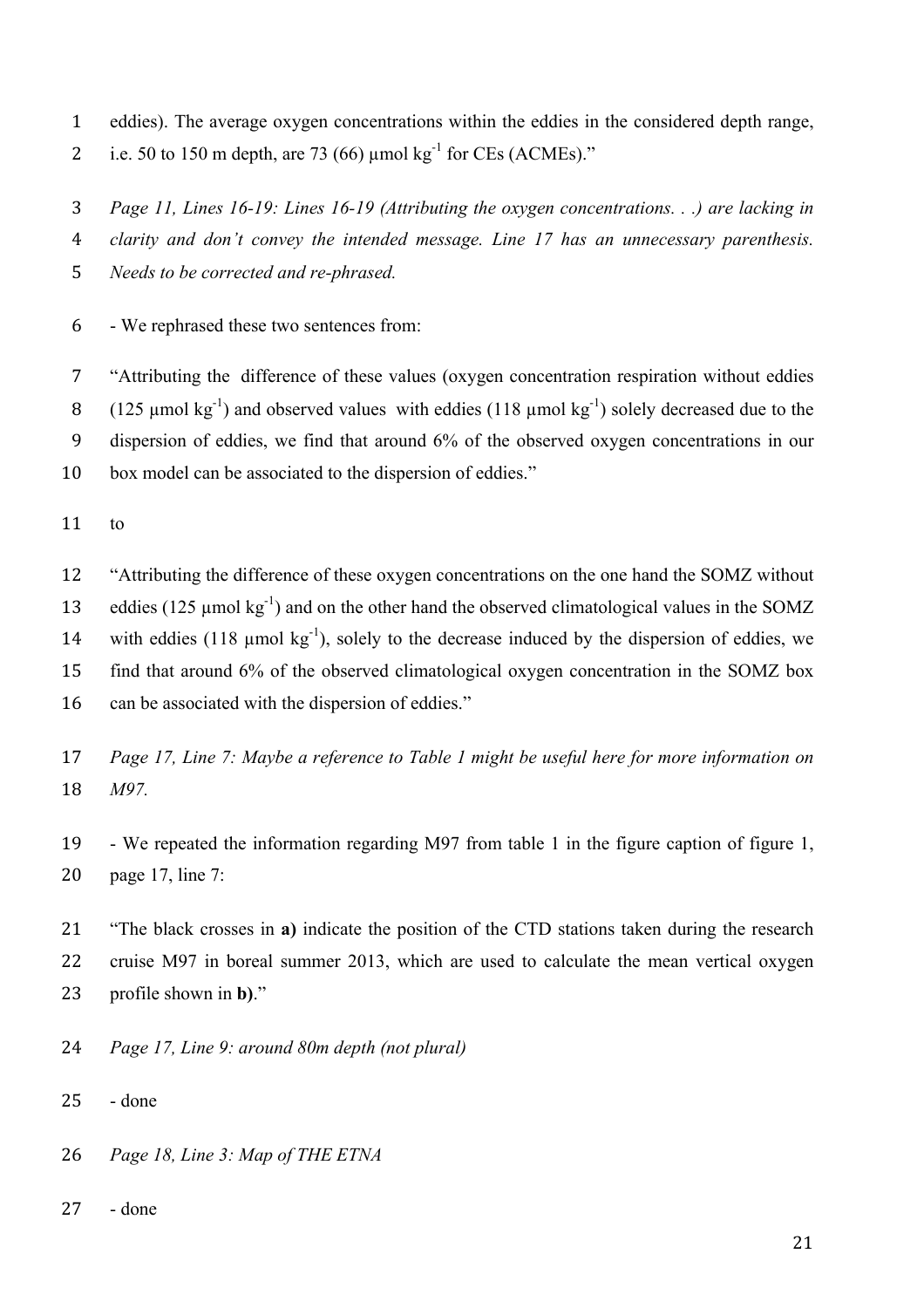eddies). The average oxygen concentrations within the eddies in the considered depth range, i.e. 50 to 150 m depth, are 73 (66) µmol kg$^{-1}$ for CEs (ACMEs)."

*Page 11, Lines 16-19: Lines 16-19 (Attributing the oxygen concentrations. . .) are lacking in clarity and don't convey the intended message. Line 17 has an unnecessary parenthesis. Needs to be corrected and re-phrased.*

- We rephrased these two sentences from:

"Attributing the difference of these values (oxygen concentration respiration without eddies (125 µmol kg$^{-1}$) and observed values with eddies (118 µmol kg$^{-1}$) solely decreased due to the dispersion of eddies, we find that around 6% of the observed oxygen concentrations in our box model can be associated to the dispersion of eddies."

to

"Attributing the difference of these oxygen concentrations on the one hand the SOMZ without eddies (125 µmol kg$^{-1}$) and on the other hand the observed climatological values in the SOMZ with eddies (118 µmol kg$^{-1}$), solely to the decrease induced by the dispersion of eddies, we find that around 6% of the observed climatological oxygen concentration in the SOMZ box can be associated with the dispersion of eddies."

*Page 17, Line 7: Maybe a reference to Table 1 might be useful here for more information on M97.*

- We repeated the information regarding M97 from table 1 in the figure caption of figure 1, page 17, line 7:

"The black crosses in **a)** indicate the position of the CTD stations taken during the research cruise M97 in boreal summer 2013, which are used to calculate the mean vertical oxygen profile shown in **b)**."

*Page 17, Line 9: around 80m depth (not plural)*

- done

*Page 18, Line 3: Map of THE ETNA*

- done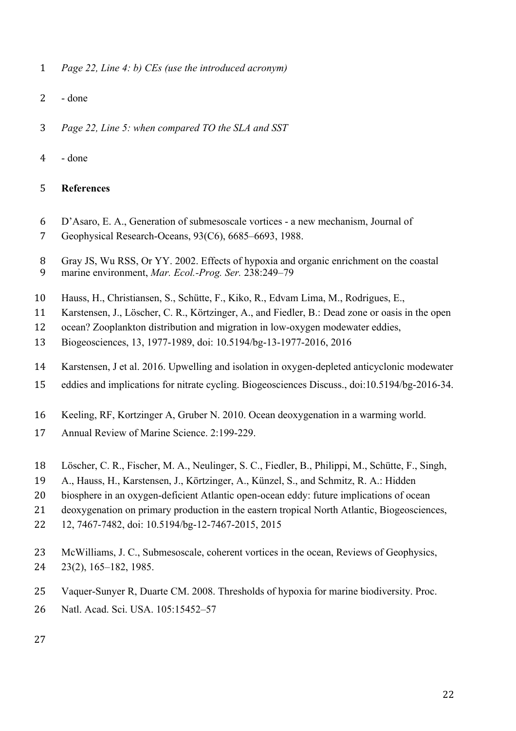*Page 22, Line 4: b) CEs (use the introduced acronym)*

- done

*Page 22, Line 5: when compared TO the SLA and SST*

- done

**References**

D'Asaro, E. A., Generation of submesoscale vortices - a new mechanism, Journal of Geophysical Research-Oceans, 93(C6), 6685–6693, 1988.

Gray JS, Wu RSS, Or YY. 2002. Effects of hypoxia and organic enrichment on the coastal marine environment, *Mar. Ecol.-Prog. Ser.* 238:249–79

Hauss, H., Christiansen, S., Schütte, F., Kiko, R., Edvam Lima, M., Rodrigues, E., Karstensen, J., Löscher, C. R., Körtzinger, A., and Fiedler, B.: Dead zone or oasis in the open ocean? Zooplankton distribution and migration in low-oxygen modewater eddies, Biogeosciences, 13, 1977-1989, doi: 10.5194/bg-13-1977-2016, 2016

Karstensen, J et al. 2016. Upwelling and isolation in oxygen-depleted anticyclonic modewater eddies and implications for nitrate cycling. Biogeosciences Discuss., doi:10.5194/bg-2016-34.

Keeling, RF, Kortzinger A, Gruber N. 2010. Ocean deoxygenation in a warming world. Annual Review of Marine Science. 2:199-229.

Löscher, C. R., Fischer, M. A., Neulinger, S. C., Fiedler, B., Philippi, M., Schütte, F., Singh, A., Hauss, H., Karstensen, J., Körtzinger, A., Künzel, S., and Schmitz, R. A.: Hidden biosphere in an oxygen-deficient Atlantic open-ocean eddy: future implications of ocean deoxygenation on primary production in the eastern tropical North Atlantic, Biogeosciences, 12, 7467-7482, doi: 10.5194/bg-12-7467-2015, 2015

McWilliams, J. C., Submesoscale, coherent vortices in the ocean, Reviews of Geophysics, 23(2), 165–182, 1985.

Vaquer-Sunyer R, Duarte CM. 2008. Thresholds of hypoxia for marine biodiversity. Proc. Natl. Acad. Sci. USA. 105:15452–57